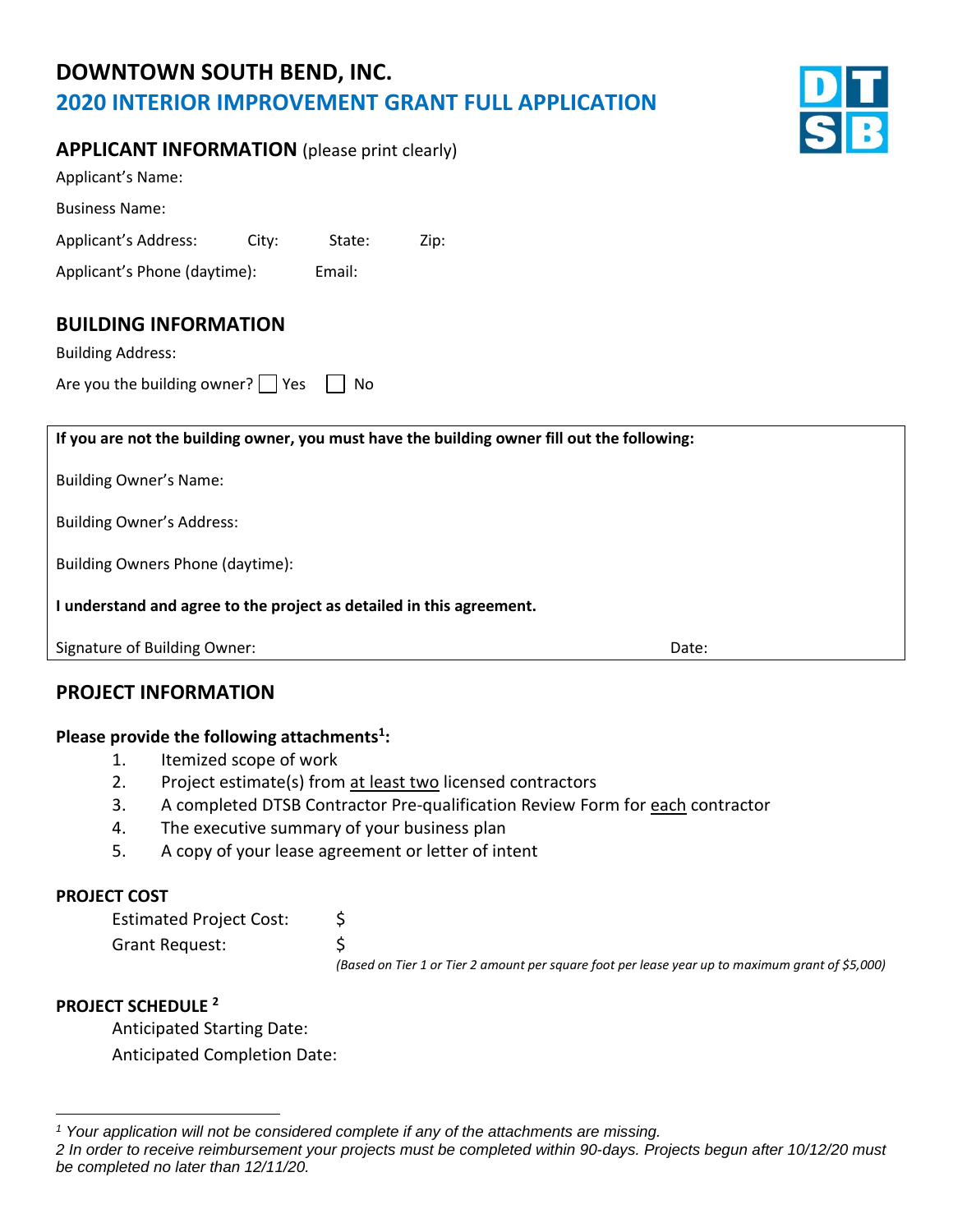# DOWNTOWN SOUTH BEND, INC.

## 2020 INTERIOR IMPROVEMENT GRANT FULL APPLICATION

### APPLICANT INFORMATION (please print clearly)

Applicant's Name:

Business Name:

Applicant's Address: City: State: Zip:

Applicant's Phone (daytime): Email:

### BUILDING INFORMATION

Building Address:

Are you the building owner? ☐ Yes ☐ No

**If you are not the building owner, you must have the building owner fill out the following:**

Building Owner's Name:

Building Owner's Address:

Building Owners Phone (daytime):

**I understand and agree to the project as detailed in this agreement.**

Signature of Building Owner: Date:

### PROJECT INFORMATION

**Please provide the following attachments[1]:**

1. Itemized scope of work
2. Project estimate(s) from at least two licensed contractors
3. A completed DTSB Contractor Pre-qualification Review Form for each contractor
4. The executive summary of your business plan
5. A copy of your lease agreement or letter of intent

**PROJECT COST**

Estimated Project Cost: $

Grant Request: $

*(Based on Tier 1 or Tier 2 amount per square foot per lease year up to maximum grant of $5,000)*

**PROJECT SCHEDULE [2]**

Anticipated Starting Date:

Anticipated Completion Date:

---

*[1] Your application will not be considered complete if any of the attachments are missing.*

*[2] In order to receive reimbursement your projects must be completed within 90-days. Projects begun after 10/12/20 must be completed no later than 12/11/20.*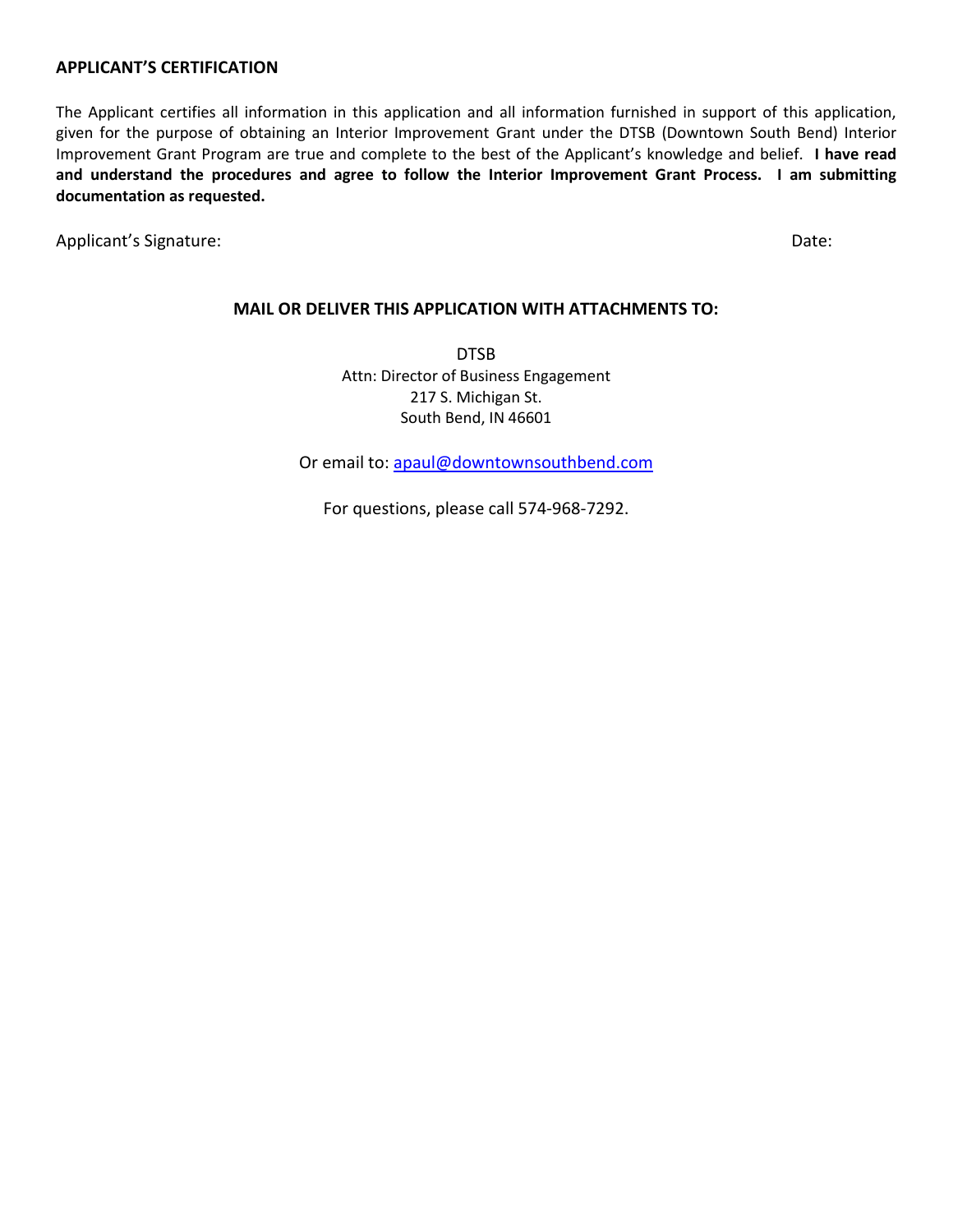**APPLICANT'S CERTIFICATION**

The Applicant certifies all information in this application and all information furnished in support of this application, given for the purpose of obtaining an Interior Improvement Grant under the DTSB (Downtown South Bend) Interior Improvement Grant Program are true and complete to the best of the Applicant's knowledge and belief. **I have read and understand the procedures and agree to follow the Interior Improvement Grant Process. I am submitting documentation as requested.**

Applicant's Signature: Date:

**MAIL OR DELIVER THIS APPLICATION WITH ATTACHMENTS TO:**

DTSB
Attn: Director of Business Engagement
217 S. Michigan St.
South Bend, IN 46601

Or email to: apaul@downtownsouthbend.com

For questions, please call 574-968-7292.